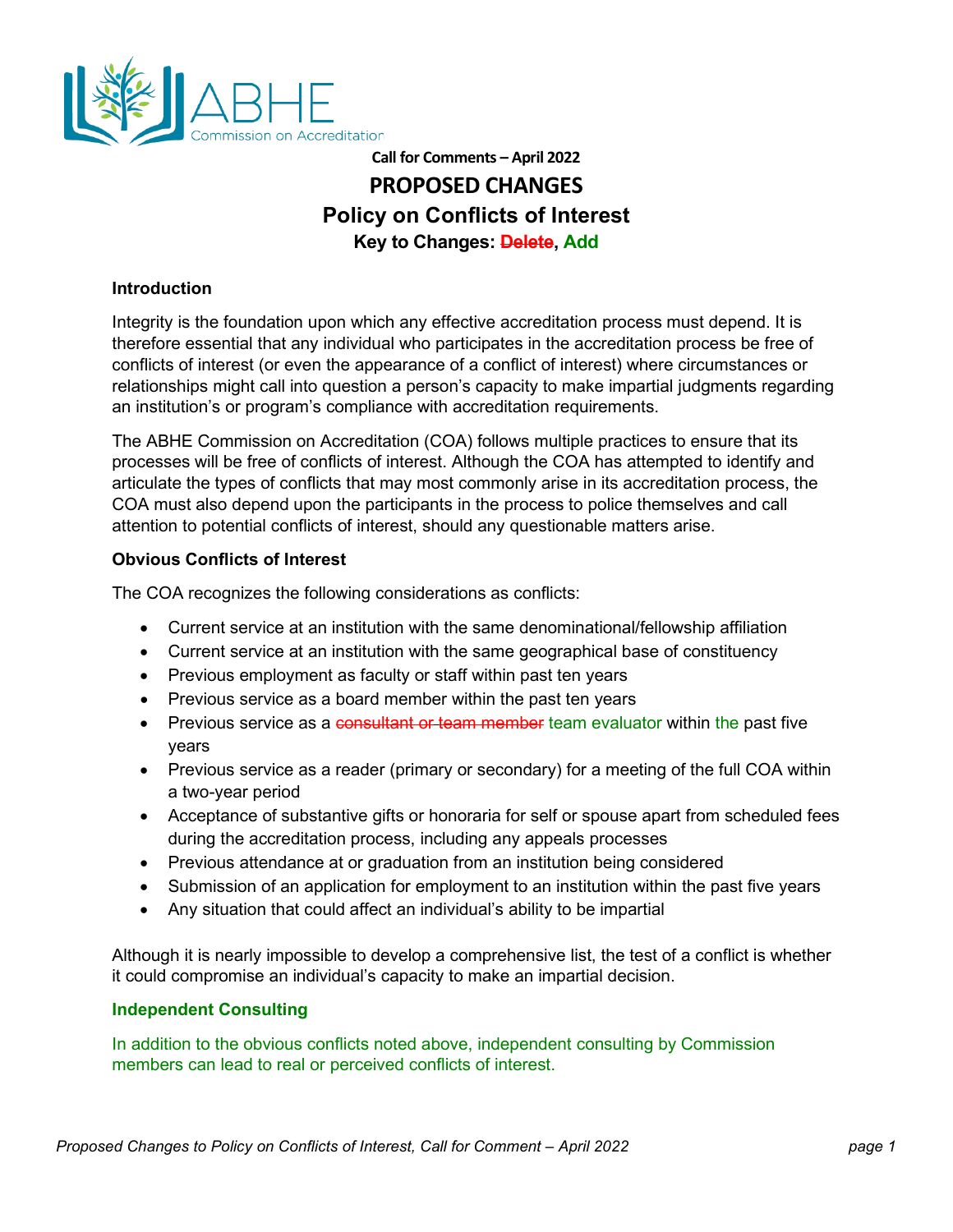ABHE Commission on Accreditation

**Call for Comments – April 2022**

# PROPOSED CHANGES

## Policy on Conflicts of Interest

**Key to Changes: ~~Delete~~, Add**

### Introduction

Integrity is the foundation upon which any effective accreditation process must depend. It is therefore essential that any individual who participates in the accreditation process be free of conflicts of interest (or even the appearance of a conflict of interest) where circumstances or relationships might call into question a person's capacity to make impartial judgments regarding an institution's or program's compliance with accreditation requirements.

The ABHE Commission on Accreditation (COA) follows multiple practices to ensure that its processes will be free of conflicts of interest. Although the COA has attempted to identify and articulate the types of conflicts that may most commonly arise in its accreditation process, the COA must also depend upon the participants in the process to police themselves and call attention to potential conflicts of interest, should any questionable matters arise.

### Obvious Conflicts of Interest

The COA recognizes the following considerations as conflicts:

- Current service at an institution with the same denominational/fellowship affiliation
- Current service at an institution with the same geographical base of constituency
- Previous employment as faculty or staff within past ten years
- Previous service as a board member within the past ten years
- Previous service as a ~~consultant or team member~~ team evaluator within the past five years
- Previous service as a reader (primary or secondary) for a meeting of the full COA within a two-year period
- Acceptance of substantive gifts or honoraria for self or spouse apart from scheduled fees during the accreditation process, including any appeals processes
- Previous attendance at or graduation from an institution being considered
- Submission of an application for employment to an institution within the past five years
- Any situation that could affect an individual's ability to be impartial

Although it is nearly impossible to develop a comprehensive list, the test of a conflict is whether it could compromise an individual's capacity to make an impartial decision.

### Independent Consulting

In addition to the obvious conflicts noted above, independent consulting by Commission members can lead to real or perceived conflicts of interest.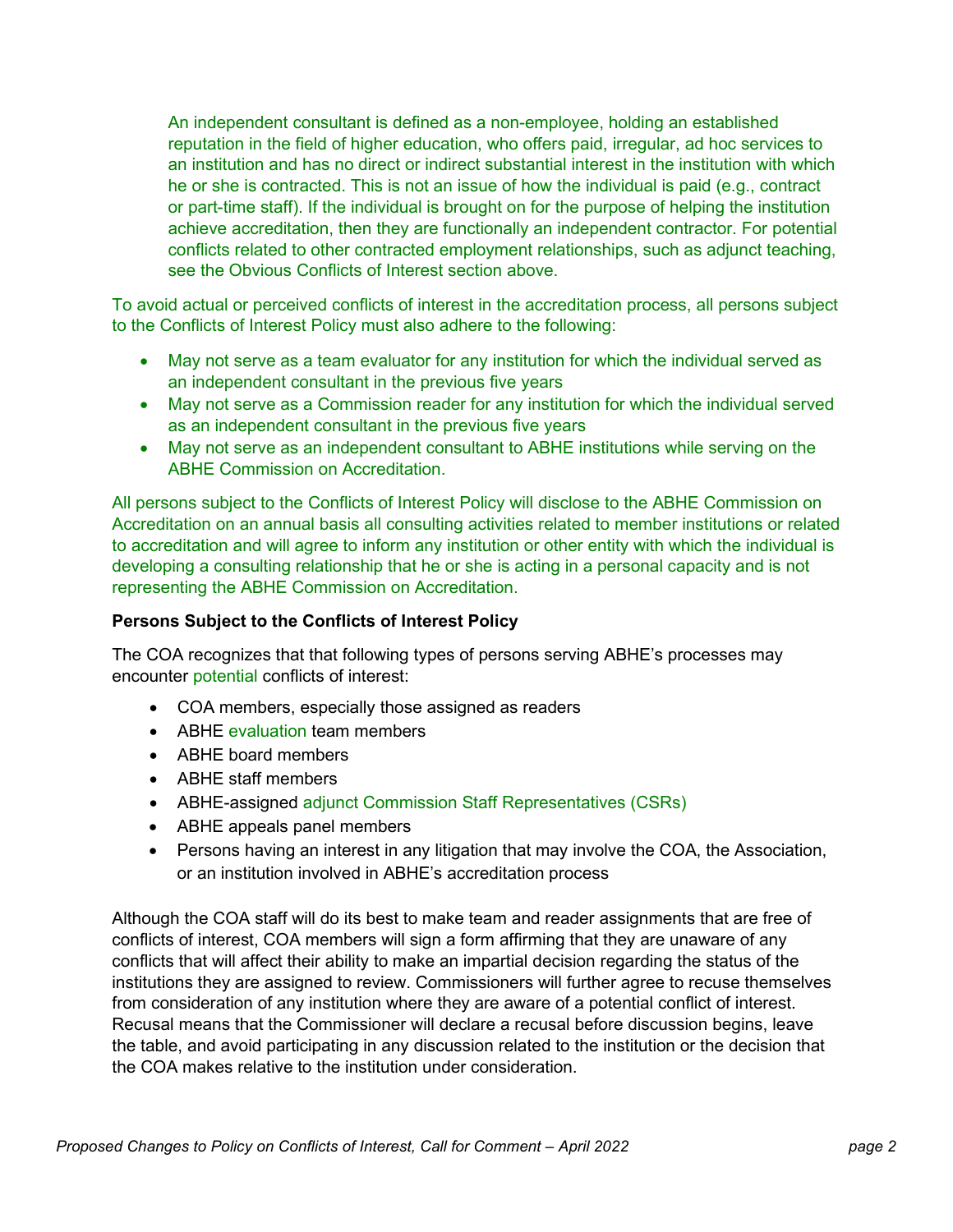An independent consultant is defined as a non-employee, holding an established reputation in the field of higher education, who offers paid, irregular, ad hoc services to an institution and has no direct or indirect substantial interest in the institution with which he or she is contracted. This is not an issue of how the individual is paid (e.g., contract or part-time staff). If the individual is brought on for the purpose of helping the institution achieve accreditation, then they are functionally an independent contractor. For potential conflicts related to other contracted employment relationships, such as adjunct teaching, see the Obvious Conflicts of Interest section above.

To avoid actual or perceived conflicts of interest in the accreditation process, all persons subject to the Conflicts of Interest Policy must also adhere to the following:

- May not serve as a team evaluator for any institution for which the individual served as an independent consultant in the previous five years
- May not serve as a Commission reader for any institution for which the individual served as an independent consultant in the previous five years
- May not serve as an independent consultant to ABHE institutions while serving on the ABHE Commission on Accreditation.

All persons subject to the Conflicts of Interest Policy will disclose to the ABHE Commission on Accreditation on an annual basis all consulting activities related to member institutions or related to accreditation and will agree to inform any institution or other entity with which the individual is developing a consulting relationship that he or she is acting in a personal capacity and is not representing the ABHE Commission on Accreditation.

**Persons Subject to the Conflicts of Interest Policy**

The COA recognizes that that following types of persons serving ABHE's processes may encounter potential conflicts of interest:

- COA members, especially those assigned as readers
- ABHE evaluation team members
- ABHE board members
- ABHE staff members
- ABHE-assigned adjunct Commission Staff Representatives (CSRs)
- ABHE appeals panel members
- Persons having an interest in any litigation that may involve the COA, the Association, or an institution involved in ABHE's accreditation process

Although the COA staff will do its best to make team and reader assignments that are free of conflicts of interest, COA members will sign a form affirming that they are unaware of any conflicts that will affect their ability to make an impartial decision regarding the status of the institutions they are assigned to review. Commissioners will further agree to recuse themselves from consideration of any institution where they are aware of a potential conflict of interest. Recusal means that the Commissioner will declare a recusal before discussion begins, leave the table, and avoid participating in any discussion related to the institution or the decision that the COA makes relative to the institution under consideration.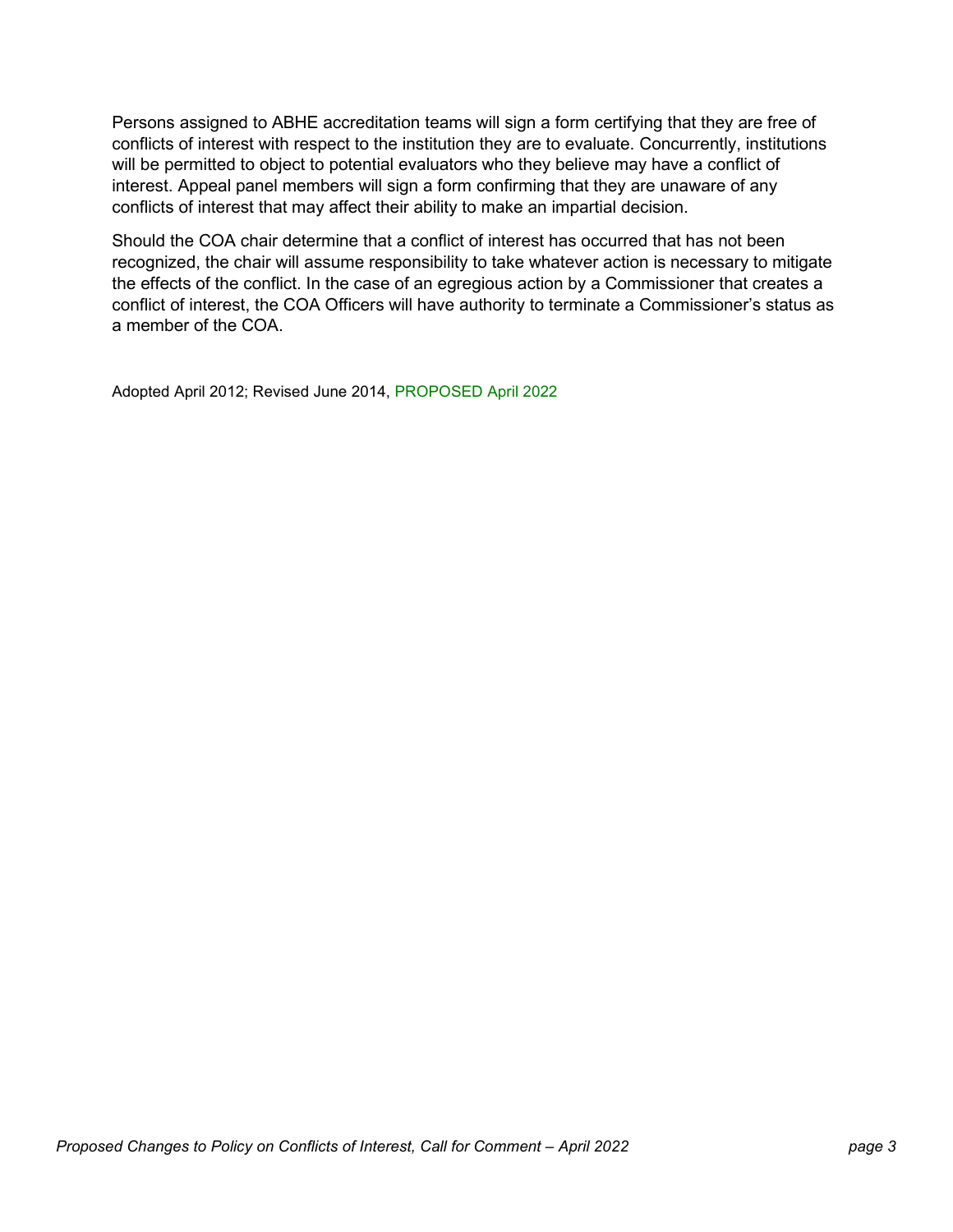Persons assigned to ABHE accreditation teams will sign a form certifying that they are free of conflicts of interest with respect to the institution they are to evaluate. Concurrently, institutions will be permitted to object to potential evaluators who they believe may have a conflict of interest. Appeal panel members will sign a form confirming that they are unaware of any conflicts of interest that may affect their ability to make an impartial decision.

Should the COA chair determine that a conflict of interest has occurred that has not been recognized, the chair will assume responsibility to take whatever action is necessary to mitigate the effects of the conflict. In the case of an egregious action by a Commissioner that creates a conflict of interest, the COA Officers will have authority to terminate a Commissioner's status as a member of the COA.

Adopted April 2012; Revised June 2014, PROPOSED April 2022